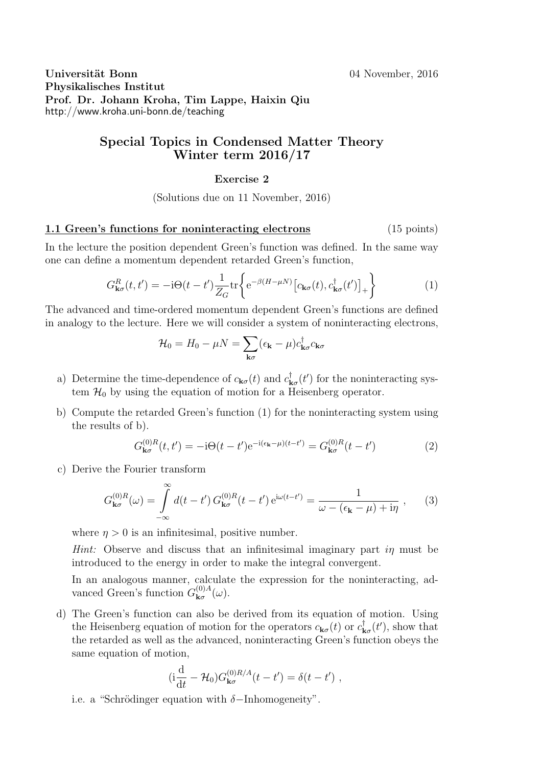**Universität Bonn** 04 November, 2016
**Physikalisches Institut**
**Prof. Dr. Johann Kroha, Tim Lappe, Haixin Qiu**
http://www.kroha.uni-bonn.de/teaching

# Special Topics in Condensed Matter Theory
# Winter term 2016/17

### Exercise 2

(Solutions due on 11 November, 2016)

## 1.1 Green's functions for noninteracting electrons (15 points)

In the lecture the position dependent Green's function was defined. In the same way one can define a momentum dependent retarded Green's function,

$$G^R_{\mathbf{k}\sigma}(t,t') = -\mathrm{i}\Theta(t-t')\frac{1}{Z_G}\mathrm{tr}\left\{\mathrm{e}^{-\beta(H-\mu N)}\big[c_{\mathbf{k}\sigma}(t), c^\dagger_{\mathbf{k}\sigma}(t')\big]_+\right\} \tag{1}$$

The advanced and time-ordered momentum dependent Green's functions are defined in analogy to the lecture. Here we will consider a system of noninteracting electrons,

$$\mathcal{H}_0 = H_0 - \mu N = \sum_{\mathbf{k}\sigma}(\epsilon_{\mathbf{k}} - \mu)c^\dagger_{\mathbf{k}\sigma}c_{\mathbf{k}\sigma}$$

a) Determine the time-dependence of $c_{\mathbf{k}\sigma}(t)$ and $c^\dagger_{\mathbf{k}\sigma}(t')$ for the noninteracting system $\mathcal{H}_0$ by using the equation of motion for a Heisenberg operator.

b) Compute the retarded Green's function (1) for the noninteracting system using the results of b).

$$G^{(0)R}_{\mathbf{k}\sigma}(t,t') = -\mathrm{i}\Theta(t-t')\mathrm{e}^{-\mathrm{i}(\epsilon_{\mathbf{k}}-\mu)(t-t')} = G^{(0)R}_{\mathbf{k}\sigma}(t-t') \tag{2}$$

c) Derive the Fourier transform

$$G^{(0)R}_{\mathbf{k}\sigma}(\omega) = \int_{-\infty}^{\infty} d(t-t')\, G^{(0)R}_{\mathbf{k}\sigma}(t-t')\,\mathrm{e}^{\mathrm{i}\omega(t-t')} = \frac{1}{\omega - (\epsilon_{\mathbf{k}} - \mu) + \mathrm{i}\eta}\ , \tag{3}$$

where $\eta > 0$ is an infinitesimal, positive number.

*Hint:* Observe and discuss that an infinitesimal imaginary part $i\eta$ must be introduced to the energy in order to make the integral convergent.

In an analogous manner, calculate the expression for the noninteracting, advanced Green's function $G^{(0)A}_{\mathbf{k}\sigma}(\omega)$.

d) The Green's function can also be derived from its equation of motion. Using the Heisenberg equation of motion for the operators $c_{\mathbf{k}\sigma}(t)$ or $c^\dagger_{\mathbf{k}\sigma}(t')$, show that the retarded as well as the advanced, noninteracting Green's function obeys the same equation of motion,

$$(\mathrm{i}\frac{\mathrm{d}}{\mathrm{d}t} - \mathcal{H}_0)G^{(0)R/A}_{\mathbf{k}\sigma}(t-t') = \delta(t-t')\ ,$$

i.e. a "Schrödinger equation with $\delta-$Inhomogeneity".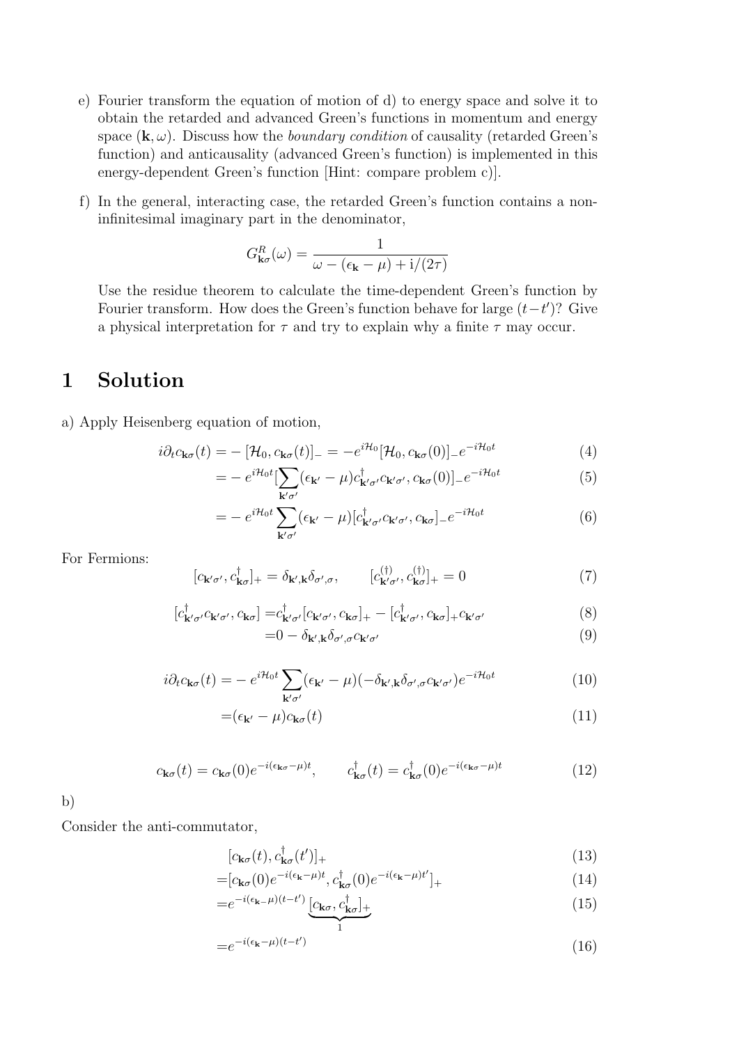e) Fourier transform the equation of motion of d) to energy space and solve it to obtain the retarded and advanced Green's functions in momentum and energy space $(\mathbf{k}, \omega)$. Discuss how the *boundary condition* of causality (retarded Green's function) and anticausality (advanced Green's function) is implemented in this energy-dependent Green's function [Hint: compare problem c)].

f) In the general, interacting case, the retarded Green's function contains a non-infinitesimal imaginary part in the denominator,

$$G^R_{\mathbf{k}\sigma}(\omega) = \frac{1}{\omega - (\epsilon_{\mathbf{k}} - \mu) + \mathrm{i}/(2\tau)}$$

Use the residue theorem to calculate the time-dependent Green's function by Fourier transform. How does the Green's function behave for large $(t-t')$? Give a physical interpretation for $\tau$ and try to explain why a finite $\tau$ may occur.

# 1 Solution

a) Apply Heisenberg equation of motion,

$$i\partial_t c_{\mathbf{k}\sigma}(t) = -[\mathcal{H}_0, c_{\mathbf{k}\sigma}(t)]_- = -e^{i\mathcal{H}_0 t}[\mathcal{H}_0, c_{\mathbf{k}\sigma}(0)]_- e^{-i\mathcal{H}_0 t} \tag{4}$$

$$= -e^{i\mathcal{H}_0 t}[\sum_{\mathbf{k}'\sigma'}(\epsilon_{\mathbf{k}'} - \mu)c^\dagger_{\mathbf{k}'\sigma'}c_{\mathbf{k}'\sigma'}, c_{\mathbf{k}\sigma}(0)]_- e^{-i\mathcal{H}_0 t} \tag{5}$$

$$= -e^{i\mathcal{H}_0 t}\sum_{\mathbf{k}'\sigma'}(\epsilon_{\mathbf{k}'} - \mu)[c^\dagger_{\mathbf{k}'\sigma'}c_{\mathbf{k}'\sigma'}, c_{\mathbf{k}\sigma}]_- e^{-i\mathcal{H}_0 t} \tag{6}$$

For Fermions:

$$[c_{\mathbf{k}'\sigma'}, c^\dagger_{\mathbf{k}\sigma}]_+ = \delta_{\mathbf{k}',\mathbf{k}}\delta_{\sigma',\sigma}, \qquad [c^{(\dagger)}_{\mathbf{k}'\sigma'}, c^{(\dagger)}_{\mathbf{k}\sigma}]_+ = 0 \tag{7}$$

$$[c^\dagger_{\mathbf{k}'\sigma'}c_{\mathbf{k}'\sigma'}, c_{\mathbf{k}\sigma}] = c^\dagger_{\mathbf{k}'\sigma'}[c_{\mathbf{k}'\sigma'}, c_{\mathbf{k}\sigma}]_+ - [c^\dagger_{\mathbf{k}'\sigma'}, c_{\mathbf{k}\sigma}]_+ c_{\mathbf{k}'\sigma'} \tag{8}$$

$$= 0 - \delta_{\mathbf{k}',\mathbf{k}}\delta_{\sigma',\sigma}c_{\mathbf{k}'\sigma'} \tag{9}$$

$$i\partial_t c_{\mathbf{k}\sigma}(t) = -e^{i\mathcal{H}_0 t}\sum_{\mathbf{k}'\sigma'}(\epsilon_{\mathbf{k}'} - \mu)(-\delta_{\mathbf{k}',\mathbf{k}}\delta_{\sigma',\sigma}c_{\mathbf{k}'\sigma'})e^{-i\mathcal{H}_0 t} \tag{10}$$

$$= (\epsilon_{\mathbf{k}'} - \mu)c_{\mathbf{k}\sigma}(t) \tag{11}$$

$$c_{\mathbf{k}\sigma}(t) = c_{\mathbf{k}\sigma}(0)e^{-i(\epsilon_{\mathbf{k}\sigma} - \mu)t}, \qquad c^\dagger_{\mathbf{k}\sigma}(t) = c^\dagger_{\mathbf{k}\sigma}(0)e^{-i(\epsilon_{\mathbf{k}\sigma} - \mu)t} \tag{12}$$

b)

Consider the anti-commutator,

$$[c_{\mathbf{k}\sigma}(t), c^\dagger_{\mathbf{k}\sigma}(t')]_+ \tag{13}$$

$$= [c_{\mathbf{k}\sigma}(0)e^{-i(\epsilon_{\mathbf{k}} - \mu)t}, c^\dagger_{\mathbf{k}\sigma}(0)e^{-i(\epsilon_{\mathbf{k}} - \mu)t'}]_+ \tag{14}$$

$$= e^{-i(\epsilon_{\mathbf{k}} - \mu)(t-t')}\underbrace{[c_{\mathbf{k}\sigma}, c^\dagger_{\mathbf{k}\sigma}]_+}_{1} \tag{15}$$

$$= e^{-i(\epsilon_{\mathbf{k}} - \mu)(t-t')} \tag{16}$$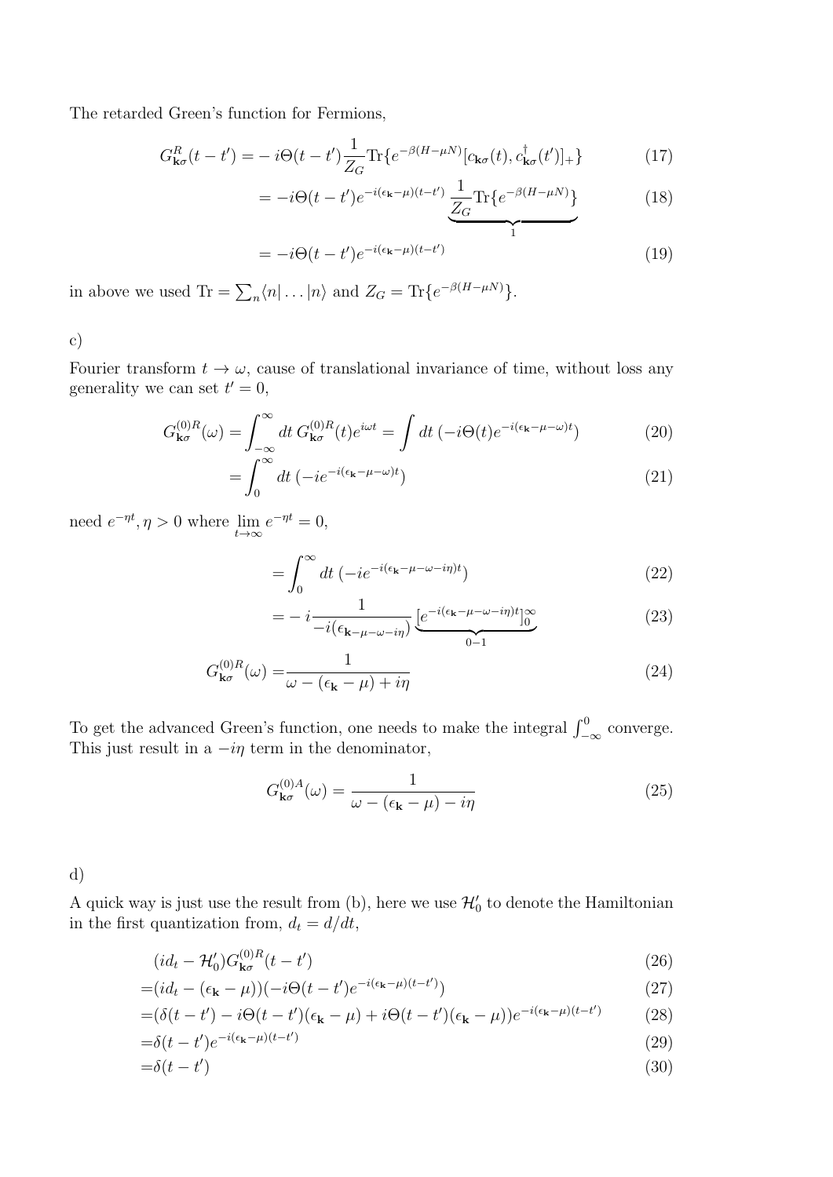The retarded Green's function for Fermions,

$$G^R_{\mathbf{k}\sigma}(t-t') = -i\Theta(t-t')\frac{1}{Z_G}\text{Tr}\{e^{-\beta(H-\mu N)}[c_{\mathbf{k}\sigma}(t), c^\dagger_{\mathbf{k}\sigma}(t')]_+\} \tag{17}$$

$$= -i\Theta(t-t')e^{-i(\epsilon_{\mathbf{k}}-\mu)(t-t')} \underbrace{\frac{1}{Z_G}\text{Tr}\{e^{-\beta(H-\mu N)}\}}_{1} \tag{18}$$

$$= -i\Theta(t-t')e^{-i(\epsilon_{\mathbf{k}}-\mu)(t-t')} \tag{19}$$

in above we used $\text{Tr} = \sum_n \langle n| \ldots |n\rangle$ and $Z_G = \text{Tr}\{e^{-\beta(H-\mu N)}\}$.

c)

Fourier transform $t \to \omega$, cause of translational invariance of time, without loss any generality we can set $t' = 0$,

$$G^{(0)R}_{\mathbf{k}\sigma}(\omega) = \int_{-\infty}^{\infty} dt\, G^{(0)R}_{\mathbf{k}\sigma}(t)e^{i\omega t} = \int dt\, (-i\Theta(t)e^{-i(\epsilon_{\mathbf{k}}-\mu-\omega)t}) \tag{20}$$

$$= \int_0^{\infty} dt\, (-ie^{-i(\epsilon_{\mathbf{k}}-\mu-\omega)t}) \tag{21}$$

need $e^{-\eta t}, \eta > 0$ where $\lim_{t\to\infty} e^{-\eta t} = 0$,

$$= \int_0^{\infty} dt\, (-ie^{-i(\epsilon_{\mathbf{k}}-\mu-\omega-i\eta)t}) \tag{22}$$

$$= -i\frac{1}{-i(\epsilon_{\mathbf{k}-\mu-\omega-i\eta})} \underbrace{[e^{-i(\epsilon_{\mathbf{k}}-\mu-\omega-i\eta)t}]_0^\infty}_{0-1} \tag{23}$$

$$G^{(0)R}_{\mathbf{k}\sigma}(\omega) = \frac{1}{\omega - (\epsilon_{\mathbf{k}} - \mu) + i\eta} \tag{24}$$

To get the advanced Green's function, one needs to make the integral $\int_{-\infty}^0$ converge. This just result in a $-i\eta$ term in the denominator,

$$G^{(0)A}_{\mathbf{k}\sigma}(\omega) = \frac{1}{\omega - (\epsilon_{\mathbf{k}} - \mu) - i\eta} \tag{25}$$

d)

A quick way is just use the result from (b), here we use $\mathcal{H}'_0$ to denote the Hamiltonian in the first quantization from, $d_t = d/dt$,

$$(id_t - \mathcal{H}'_0)G^{(0)R}_{\mathbf{k}\sigma}(t-t') \tag{26}$$

$$=(id_t - (\epsilon_{\mathbf{k}} - \mu))(-i\Theta(t-t')e^{-i(\epsilon_{\mathbf{k}}-\mu)(t-t')}) \tag{27}$$

$$=(\delta(t-t') - i\Theta(t-t')(\epsilon_{\mathbf{k}} - \mu) + i\Theta(t-t')(\epsilon_{\mathbf{k}} - \mu))e^{-i(\epsilon_{\mathbf{k}}-\mu)(t-t')} \tag{28}$$

$$=\delta(t-t')e^{-i(\epsilon_{\mathbf{k}}-\mu)(t-t')} \tag{29}$$

$$=\delta(t-t') \tag{30}$$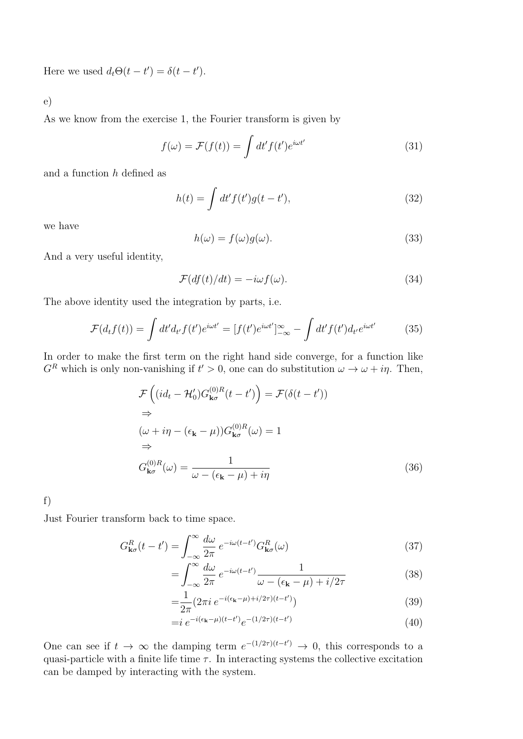Here we used $d_t\Theta(t - t') = \delta(t - t')$.

e)

As we know from the exercise 1, the Fourier transform is given by

$$f(\omega) = \mathcal{F}(f(t)) = \int dt' f(t') e^{i\omega t'} \tag{31}$$

and a function $h$ defined as

$$h(t) = \int dt' f(t') g(t - t'), \tag{32}$$

we have

$$h(\omega) = f(\omega) g(\omega). \tag{33}$$

And a very useful identity,

$$\mathcal{F}(df(t)/dt) = -i\omega f(\omega). \tag{34}$$

The above identity used the integration by parts, i.e.

$$\mathcal{F}(d_t f(t)) = \int dt' d_{t'} f(t') e^{i\omega t'} = [f(t') e^{i\omega t'}]_{-\infty}^{\infty} - \int dt' f(t') d_{t'} e^{i\omega t'} \tag{35}$$

In order to make the first term on the right hand side converge, for a function like $G^R$ which is only non-vanishing if $t' > 0$, one can do substitution $\omega \to \omega + i\eta$. Then,

$$\begin{aligned}
&\mathcal{F}\left( (id_t - \mathcal{H}_0') G^{(0)R}_{\mathbf{k}\sigma}(t - t') \right) = \mathcal{F}(\delta(t - t')) \\
&\Rightarrow \\
&(\omega + i\eta - (\epsilon_{\mathbf{k}} - \mu)) G^{(0)R}_{\mathbf{k}\sigma}(\omega) = 1 \\
&\Rightarrow \\
&G^{(0)R}_{\mathbf{k}\sigma}(\omega) = \frac{1}{\omega - (\epsilon_{\mathbf{k}} - \mu) + i\eta}
\end{aligned} \tag{36}$$

f)

Just Fourier transform back to time space.

$$\begin{aligned}
G^R_{\mathbf{k}\sigma}(t - t') &= \int_{-\infty}^{\infty} \frac{d\omega}{2\pi} \, e^{-i\omega(t-t')} G^R_{\mathbf{k}\sigma}(\omega) && (37) \\
&= \int_{-\infty}^{\infty} \frac{d\omega}{2\pi} \, e^{-i\omega(t-t')} \frac{1}{\omega - (\epsilon_{\mathbf{k}} - \mu) + i/2\tau} && (38) \\
&= \frac{1}{2\pi} (2\pi i \, e^{-i(\epsilon_{\mathbf{k}} - \mu) + i/2\tau)(t-t')}) && (39) \\
&= i \, e^{-i(\epsilon_{\mathbf{k}} - \mu)(t-t')} e^{-(1/2\tau)(t-t')} && (40)
\end{aligned}$$

One can see if $t \to \infty$ the damping term $e^{-(1/2\tau)(t-t')} \to 0$, this corresponds to a quasi-particle with a finite life time $\tau$. In interacting systems the collective excitation can be damped by interacting with the system.